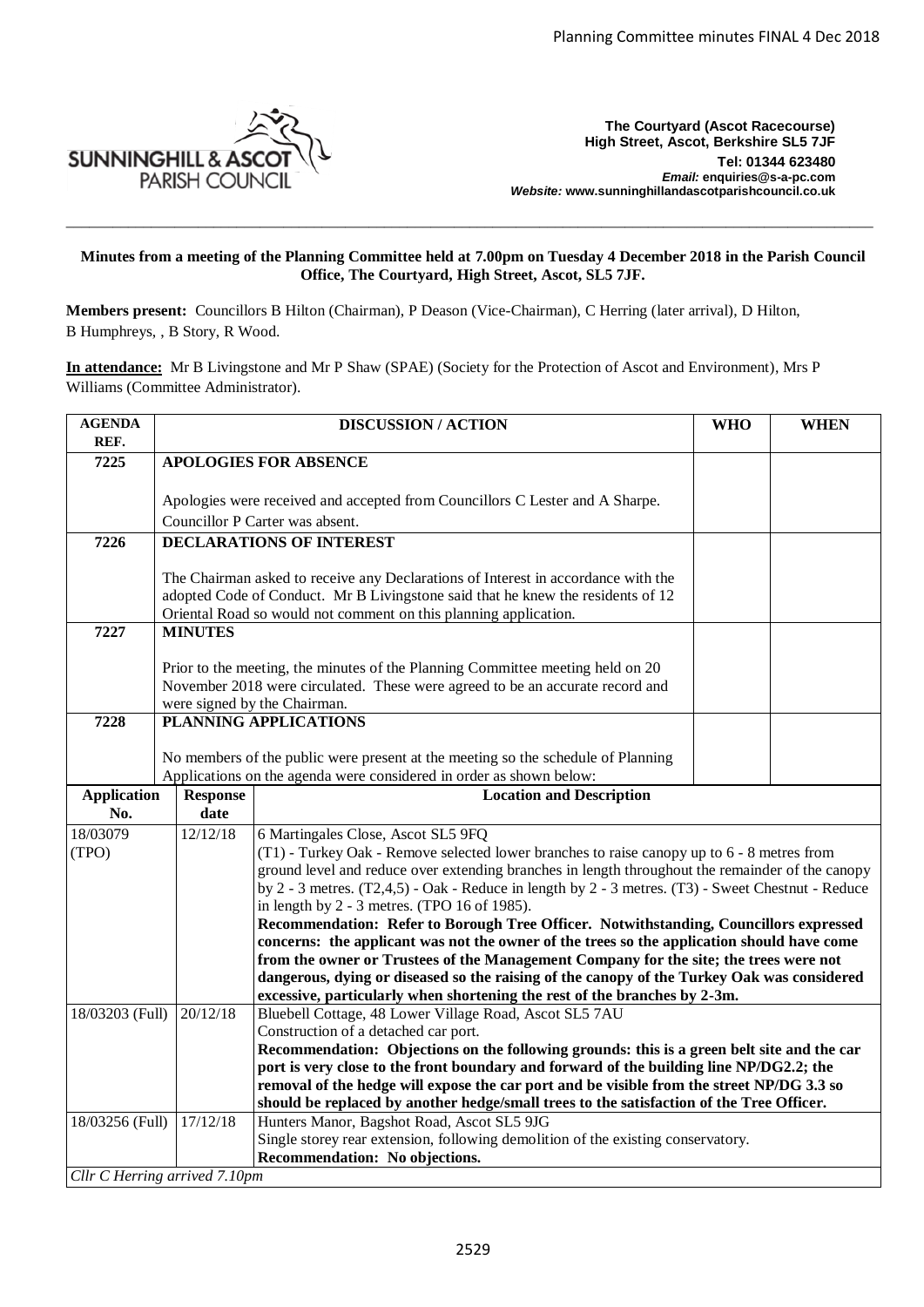**The Courtyard (Ascot Racecourse)**
**High Street, Ascot, Berkshire SL5 7JF**
**Tel: 01344 623480**
***Email:* enquiries@s-a-pc.com**
***Website:* www.sunninghillandascotparishcouncil.co.uk**

**Minutes from a meeting of the Planning Committee held at 7.00pm on Tuesday 4 December 2018 in the Parish Council Office, The Courtyard, High Street, Ascot, SL5 7JF.**

**Members present:** Councillors B Hilton (Chairman), P Deason (Vice-Chairman), C Herring (later arrival), D Hilton, B Humphreys, , B Story, R Wood.

**In attendance:** Mr B Livingstone and Mr P Shaw (SPAE) (Society for the Protection of Ascot and Environment), Mrs P Williams (Committee Administrator).

| AGENDA REF. | DISCUSSION / ACTION | WHO | WHEN |
|---|---|---|---|
| 7225 | **APOLOGIES FOR ABSENCE**<br><br>Apologies were received and accepted from Councillors C Lester and A Sharpe.<br>Councillor P Carter was absent. | | |
| 7226 | **DECLARATIONS OF INTEREST**<br><br>The Chairman asked to receive any Declarations of Interest in accordance with the adopted Code of Conduct. Mr B Livingstone said that he knew the residents of 12 Oriental Road so would not comment on this planning application. | | |
| 7227 | **MINUTES**<br><br>Prior to the meeting, the minutes of the Planning Committee meeting held on 20 November 2018 were circulated. These were agreed to be an accurate record and were signed by the Chairman. | | |
| 7228 | **PLANNING APPLICATIONS**<br><br>No members of the public were present at the meeting so the schedule of Planning Applications on the agenda were considered in order as shown below: | | |

| Application No. | Response date | Location and Description |
|---|---|---|
| 18/03079 (TPO) | 12/12/18 | 6 Martingales Close, Ascot SL5 9FQ<br>(T1) - Turkey Oak - Remove selected lower branches to raise canopy up to 6 - 8 metres from ground level and reduce over extending branches in length throughout the remainder of the canopy by 2 - 3 metres. (T2,4,5) - Oak - Reduce in length by 2 - 3 metres. (T3) - Sweet Chestnut - Reduce in length by 2 - 3 metres. (TPO 16 of 1985).<br>**Recommendation: Refer to Borough Tree Officer. Notwithstanding, Councillors expressed concerns: the applicant was not the owner of the trees so the application should have come from the owner or Trustees of the Management Company for the site; the trees were not dangerous, dying or diseased so the raising of the canopy of the Turkey Oak was considered excessive, particularly when shortening the rest of the branches by 2-3m.** |
| 18/03203 (Full) | 20/12/18 | Bluebell Cottage, 48 Lower Village Road, Ascot SL5 7AU<br>Construction of a detached car port.<br>**Recommendation: Objections on the following grounds: this is a green belt site and the car port is very close to the front boundary and forward of the building line NP/DG2.2; the removal of the hedge will expose the car port and be visible from the street NP/DG 3.3 so should be replaced by another hedge/small trees to the satisfaction of the Tree Officer.** |
| 18/03256 (Full) | 17/12/18 | Hunters Manor, Bagshot Road, Ascot SL5 9JG<br>Single storey rear extension, following demolition of the existing conservatory.<br>**Recommendation: No objections.** |
| *Cllr C Herring arrived 7.10pm* | | |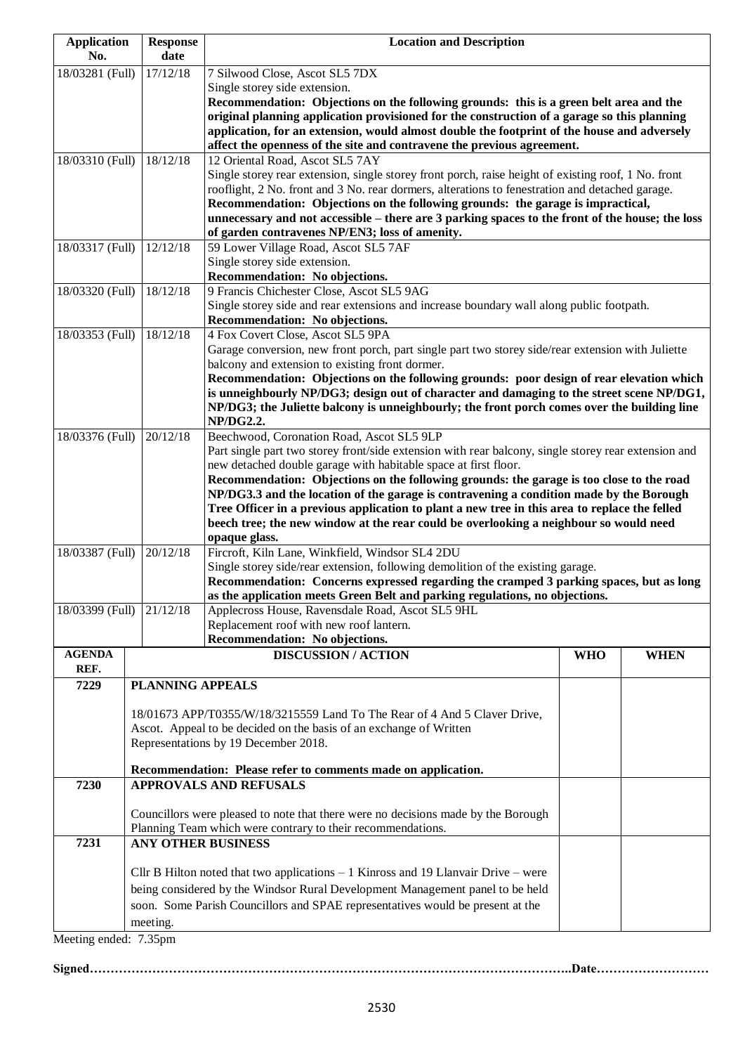| Application No. | Response date | Location and Description |
|---|---|---|
| 18/03281 (Full) | 17/12/18 | 7 Silwood Close, Ascot SL5 7DX<br>Single storey side extension.<br>**Recommendation: Objections on the following grounds: this is a green belt area and the original planning application provisioned for the construction of a garage so this planning application, for an extension, would almost double the footprint of the house and adversely affect the openness of the site and contravene the previous agreement.** |
| 18/03310 (Full) | 18/12/18 | 12 Oriental Road, Ascot SL5 7AY<br>Single storey rear extension, single storey front porch, raise height of existing roof, 1 No. front rooflight, 2 No. front and 3 No. rear dormers, alterations to fenestration and detached garage.<br>**Recommendation: Objections on the following grounds: the garage is impractical, unnecessary and not accessible – there are 3 parking spaces to the front of the house; the loss of garden contravenes NP/EN3; loss of amenity.** |
| 18/03317 (Full) | 12/12/18 | 59 Lower Village Road, Ascot SL5 7AF<br>Single storey side extension.<br>**Recommendation: No objections.** |
| 18/03320 (Full) | 18/12/18 | 9 Francis Chichester Close, Ascot SL5 9AG<br>Single storey side and rear extensions and increase boundary wall along public footpath.<br>**Recommendation: No objections.** |
| 18/03353 (Full) | 18/12/18 | 4 Fox Covert Close, Ascot SL5 9PA<br>Garage conversion, new front porch, part single part two storey side/rear extension with Juliette balcony and extension to existing front dormer.<br>**Recommendation: Objections on the following grounds: poor design of rear elevation which is unneighbourly NP/DG3; design out of character and damaging to the street scene NP/DG1, NP/DG3; the Juliette balcony is unneighbourly; the front porch comes over the building line NP/DG2.2.** |
| 18/03376 (Full) | 20/12/18 | Beechwood, Coronation Road, Ascot SL5 9LP<br>Part single part two storey front/side extension with rear balcony, single storey rear extension and new detached double garage with habitable space at first floor.<br>**Recommendation: Objections on the following grounds: the garage is too close to the road NP/DG3.3 and the location of the garage is contravening a condition made by the Borough Tree Officer in a previous application to plant a new tree in this area to replace the felled beech tree; the new window at the rear could be overlooking a neighbour so would need opaque glass.** |
| 18/03387 (Full) | 20/12/18 | Fircroft, Kiln Lane, Winkfield, Windsor SL4 2DU<br>Single storey side/rear extension, following demolition of the existing garage.<br>**Recommendation: Concerns expressed regarding the cramped 3 parking spaces, but as long as the application meets Green Belt and parking regulations, no objections.** |
| 18/03399 (Full) | 21/12/18 | Applecross House, Ravensdale Road, Ascot SL5 9HL<br>Replacement roof with new roof lantern.<br>**Recommendation: No objections.** |

| AGENDA REF. | DISCUSSION / ACTION | WHO | WHEN |
|---|---|---|---|
| 7229 | **PLANNING APPEALS**<br><br>18/01673 APP/T0355/W/18/3215559 Land To The Rear of 4 And 5 Claver Drive, Ascot. Appeal to be decided on the basis of an exchange of Written Representations by 19 December 2018.<br><br>**Recommendation: Please refer to comments made on application.** | | |
| 7230 | **APPROVALS AND REFUSALS**<br><br>Councillors were pleased to note that there were no decisions made by the Borough Planning Team which were contrary to their recommendations. | | |
| 7231 | **ANY OTHER BUSINESS**<br><br>Cllr B Hilton noted that two applications – 1 Kinross and 19 Llanvair Drive – were being considered by the Windsor Rural Development Management panel to be held soon. Some Parish Councillors and SPAE representatives would be present at the meeting. | | |

Meeting ended: 7.35pm

**Signed……………………………………………………………………………………………………..Date………………………**